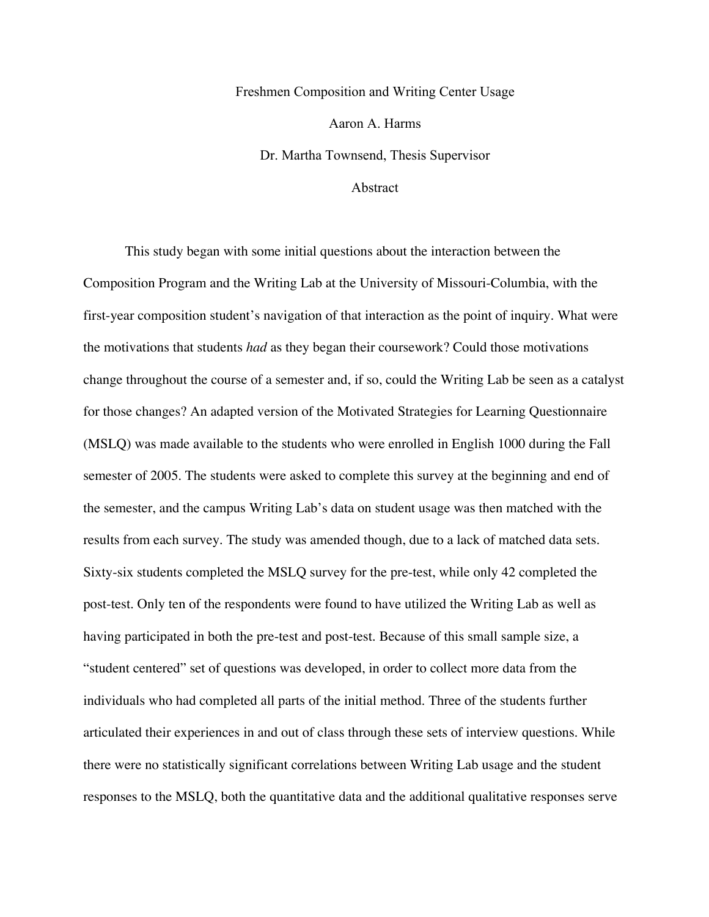Freshmen Composition and Writing Center Usage

Aaron A. Harms

Dr. Martha Townsend, Thesis Supervisor

## Abstract

This study began with some initial questions about the interaction between the Composition Program and the Writing Lab at the University of Missouri-Columbia, with the first-year composition student's navigation of that interaction as the point of inquiry. What were the motivations that students *had* as they began their coursework? Could those motivations change throughout the course of a semester and, if so, could the Writing Lab be seen as a catalyst for those changes? An adapted version of the Motivated Strategies for Learning Questionnaire (MSLQ) was made available to the students who were enrolled in English 1000 during the Fall semester of 2005. The students were asked to complete this survey at the beginning and end of the semester, and the campus Writing Lab's data on student usage was then matched with the results from each survey. The study was amended though, due to a lack of matched data sets. Sixty-six students completed the MSLQ survey for the pre-test, while only 42 completed the post-test. Only ten of the respondents were found to have utilized the Writing Lab as well as having participated in both the pre-test and post-test. Because of this small sample size, a "student centered" set of questions was developed, in order to collect more data from the individuals who had completed all parts of the initial method. Three of the students further articulated their experiences in and out of class through these sets of interview questions. While there were no statistically significant correlations between Writing Lab usage and the student responses to the MSLQ, both the quantitative data and the additional qualitative responses serve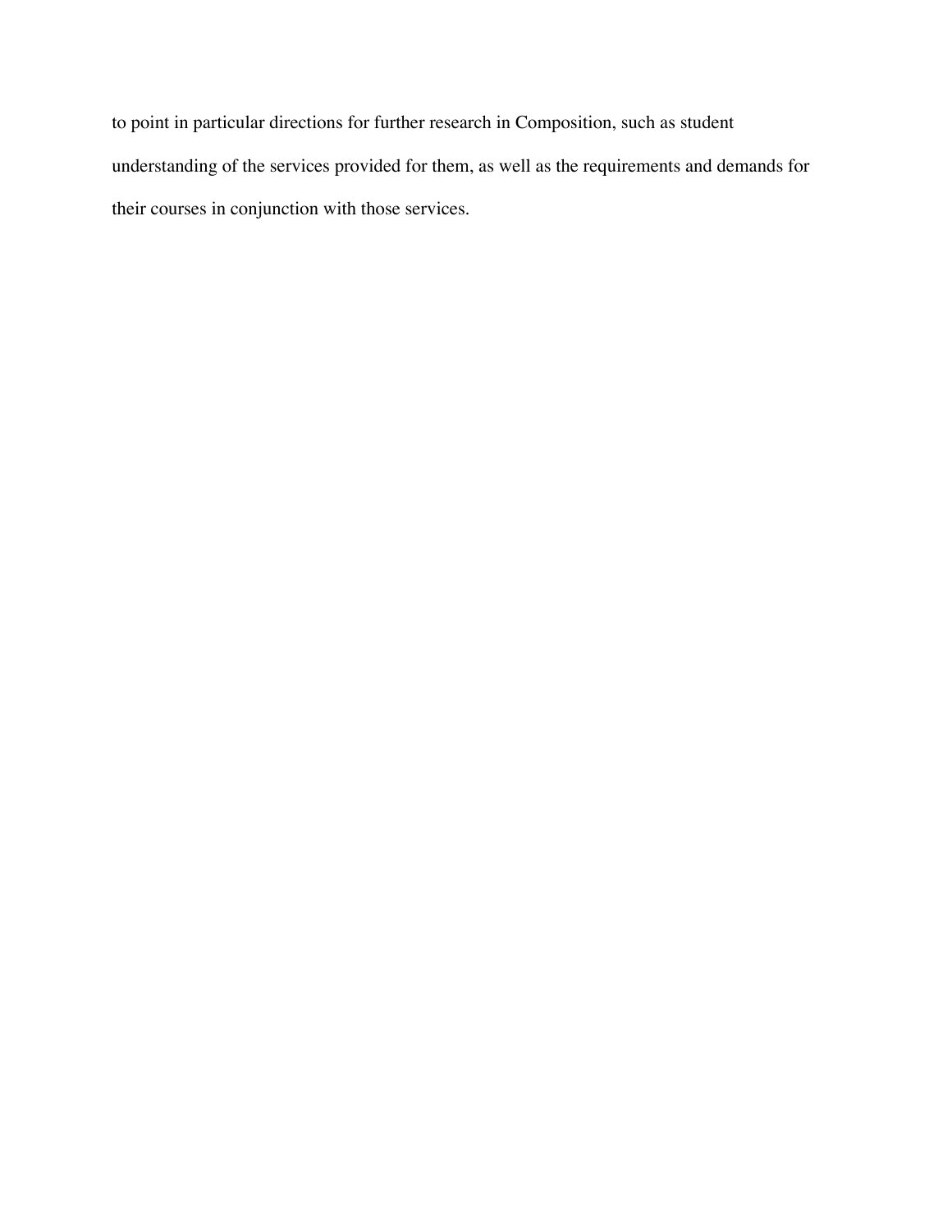to point in particular directions for further research in Composition, such as student understanding of the services provided for them, as well as the requirements and demands for their courses in conjunction with those services.